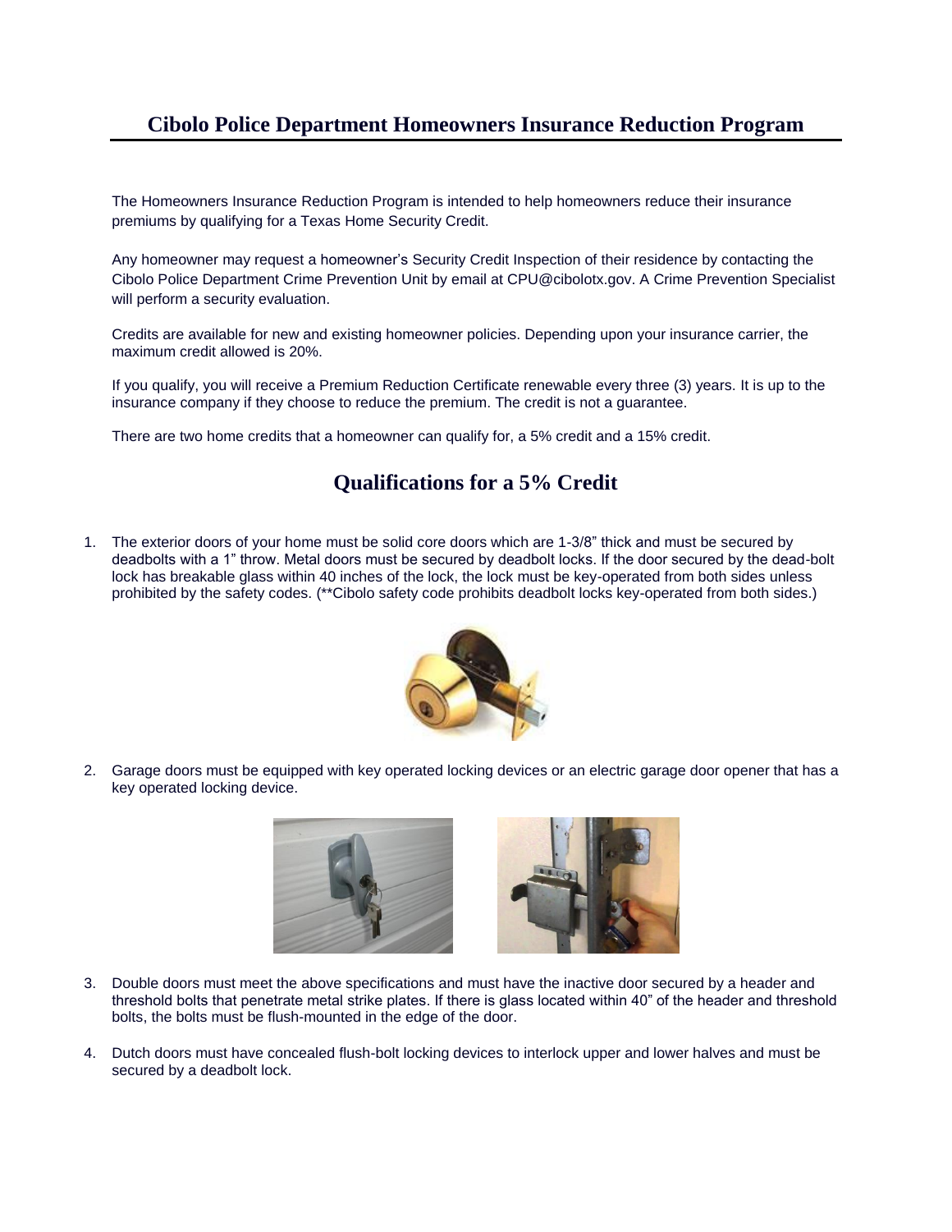# Cibolo Police Department Homeowners Insurance Reduction Program

The Homeowners Insurance Reduction Program is intended to help homeowners reduce their insurance premiums by qualifying for a Texas Home Security Credit.

Any homeowner may request a homeowner's Security Credit Inspection of their residence by contacting the Cibolo Police Department Crime Prevention Unit by email at CPU@cibolotx.gov. A Crime Prevention Specialist will perform a security evaluation.

Credits are available for new and existing homeowner policies. Depending upon your insurance carrier, the maximum credit allowed is 20%.

If you qualify, you will receive a Premium Reduction Certificate renewable every three (3) years. It is up to the insurance company if they choose to reduce the premium. The credit is not a guarantee.

There are two home credits that a homeowner can qualify for, a 5% credit and a 15% credit.

## Qualifications for a 5% Credit

1. The exterior doors of your home must be solid core doors which are 1-3/8" thick and must be secured by deadbolts with a 1" throw. Metal doors must be secured by deadbolt locks. If the door secured by the dead-bolt lock has breakable glass within 40 inches of the lock, the lock must be key-operated from both sides unless prohibited by the safety codes. (**Cibolo safety code prohibits deadbolt locks key-operated from both sides.)

2. Garage doors must be equipped with key operated locking devices or an electric garage door opener that has a key operated locking device.

3. Double doors must meet the above specifications and must have the inactive door secured by a header and threshold bolts that penetrate metal strike plates. If there is glass located within 40" of the header and threshold bolts, the bolts must be flush-mounted in the edge of the door.

4. Dutch doors must have concealed flush-bolt locking devices to interlock upper and lower halves and must be secured by a deadbolt lock.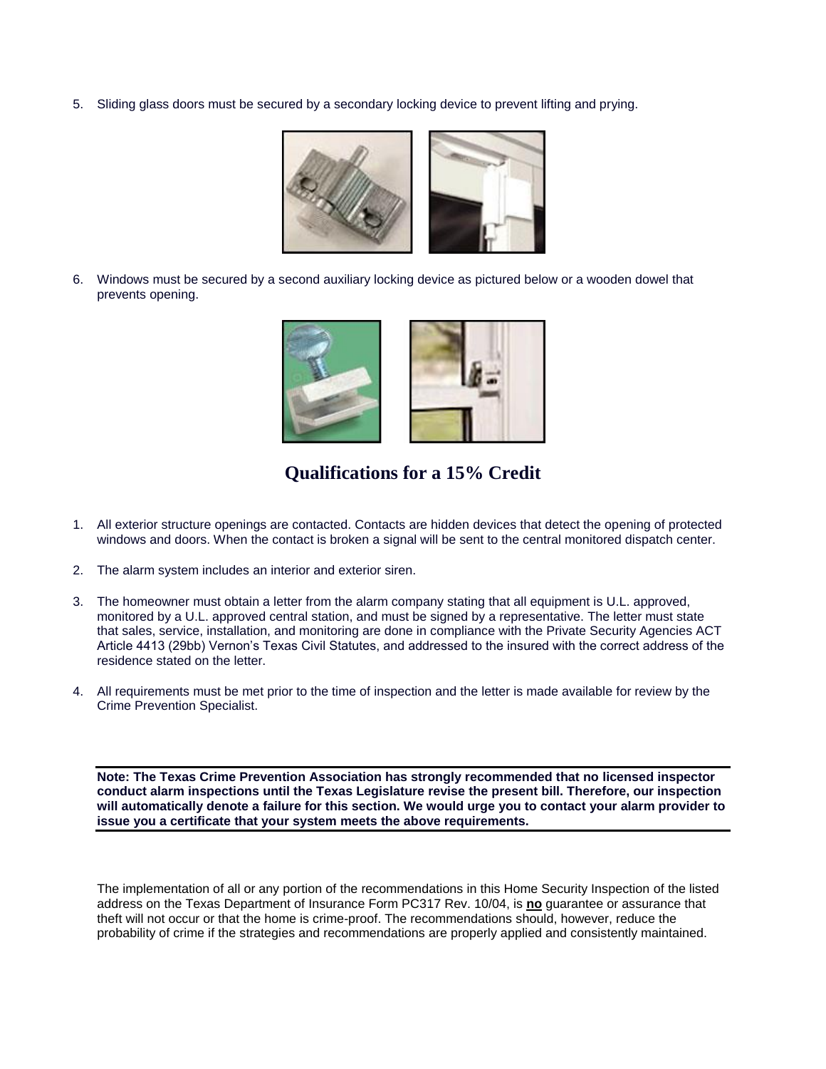5. Sliding glass doors must be secured by a secondary locking device to prevent lifting and prying.

6. Windows must be secured by a second auxiliary locking device as pictured below or a wooden dowel that prevents opening.

## Qualifications for a 15% Credit

1. All exterior structure openings are contacted. Contacts are hidden devices that detect the opening of protected windows and doors. When the contact is broken a signal will be sent to the central monitored dispatch center.

2. The alarm system includes an interior and exterior siren.

3. The homeowner must obtain a letter from the alarm company stating that all equipment is U.L. approved, monitored by a U.L. approved central station, and must be signed by a representative. The letter must state that sales, service, installation, and monitoring are done in compliance with the Private Security Agencies ACT Article 4413 (29bb) Vernon's Texas Civil Statutes, and addressed to the insured with the correct address of the residence stated on the letter.

4. All requirements must be met prior to the time of inspection and the letter is made available for review by the Crime Prevention Specialist.

**Note: The Texas Crime Prevention Association has strongly recommended that no licensed inspector conduct alarm inspections until the Texas Legislature revise the present bill. Therefore, our inspection will automatically denote a failure for this section. We would urge you to contact your alarm provider to issue you a certificate that your system meets the above requirements.**

The implementation of all or any portion of the recommendations in this Home Security Inspection of the listed address on the Texas Department of Insurance Form PC317 Rev. 10/04, is **no** guarantee or assurance that theft will not occur or that the home is crime-proof. The recommendations should, however, reduce the probability of crime if the strategies and recommendations are properly applied and consistently maintained.